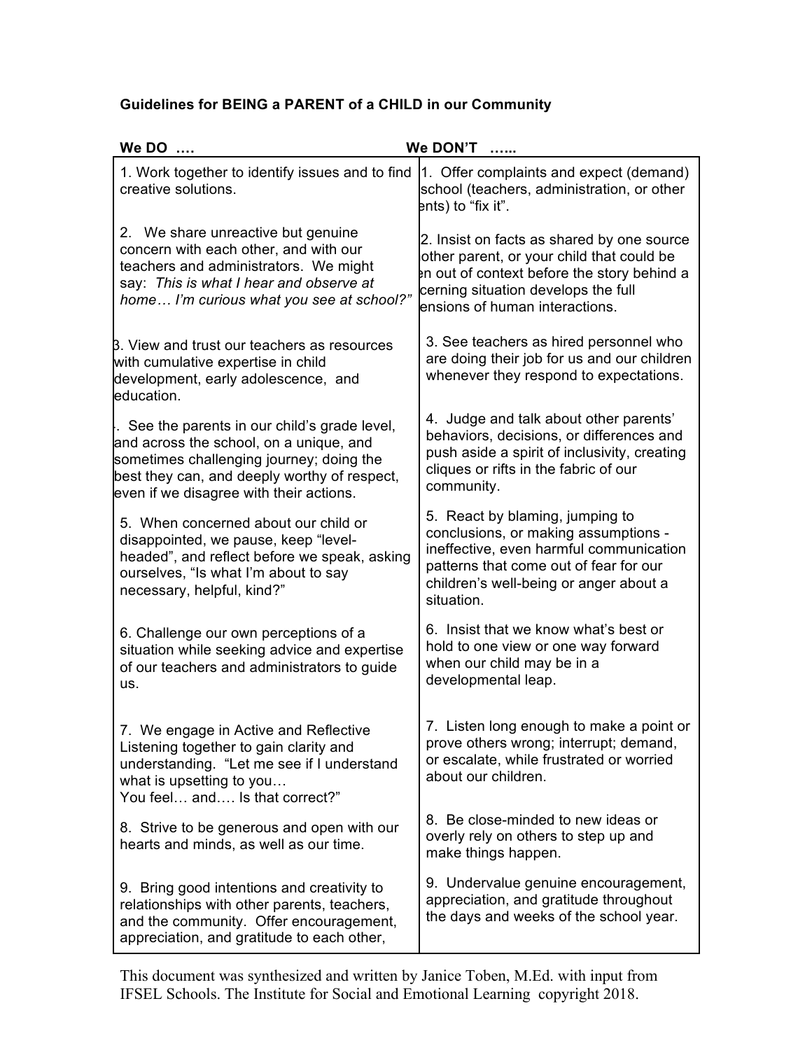**Guidelines for BEING a PARENT of a CHILD in our Community**

| We DO …. | We DON'T …... |
| --- | --- |
| 1. Work together to identify issues and to find creative solutions. | 1. Offer complaints and expect (demand) school (teachers, administration, or other ents) to "fix it". |
| 2. We share unreactive but genuine concern with each other, and with our teachers and administrators. We might say: *This is what I hear and observe at home… I'm curious what you see at school?"* | 2. Insist on facts as shared by one source other parent, or your child that could be en out of context before the story behind a cerning situation develops the full ensions of human interactions. |
| 3. View and trust our teachers as resources with cumulative expertise in child development, early adolescence, and education. | 3. See teachers as hired personnel who are doing their job for us and our children whenever they respond to expectations. |
| . See the parents in our child's grade level, and across the school, on a unique, and sometimes challenging journey; doing the best they can, and deeply worthy of respect, even if we disagree with their actions. | 4. Judge and talk about other parents' behaviors, decisions, or differences and push aside a spirit of inclusivity, creating cliques or rifts in the fabric of our community. |
| 5. When concerned about our child or disappointed, we pause, keep "level-headed", and reflect before we speak, asking ourselves, "Is what I'm about to say necessary, helpful, kind?" | 5. React by blaming, jumping to conclusions, or making assumptions - ineffective, even harmful communication patterns that come out of fear for our children's well-being or anger about a situation. |
| 6. Challenge our own perceptions of a situation while seeking advice and expertise of our teachers and administrators to guide us. | 6. Insist that we know what's best or hold to one view or one way forward when our child may be in a developmental leap. |
| 7. We engage in Active and Reflective Listening together to gain clarity and understanding. "Let me see if I understand what is upsetting to you… You feel… and…. Is that correct?" | 7. Listen long enough to make a point or prove others wrong; interrupt; demand, or escalate, while frustrated or worried about our children. |
| 8. Strive to be generous and open with our hearts and minds, as well as our time. | 8. Be close-minded to new ideas or overly rely on others to step up and make things happen. |
| 9. Bring good intentions and creativity to relationships with other parents, teachers, and the community. Offer encouragement, appreciation, and gratitude to each other, | 9. Undervalue genuine encouragement, appreciation, and gratitude throughout the days and weeks of the school year. |

This document was synthesized and written by Janice Toben, M.Ed. with input from IFSEL Schools. The Institute for Social and Emotional Learning copyright 2018.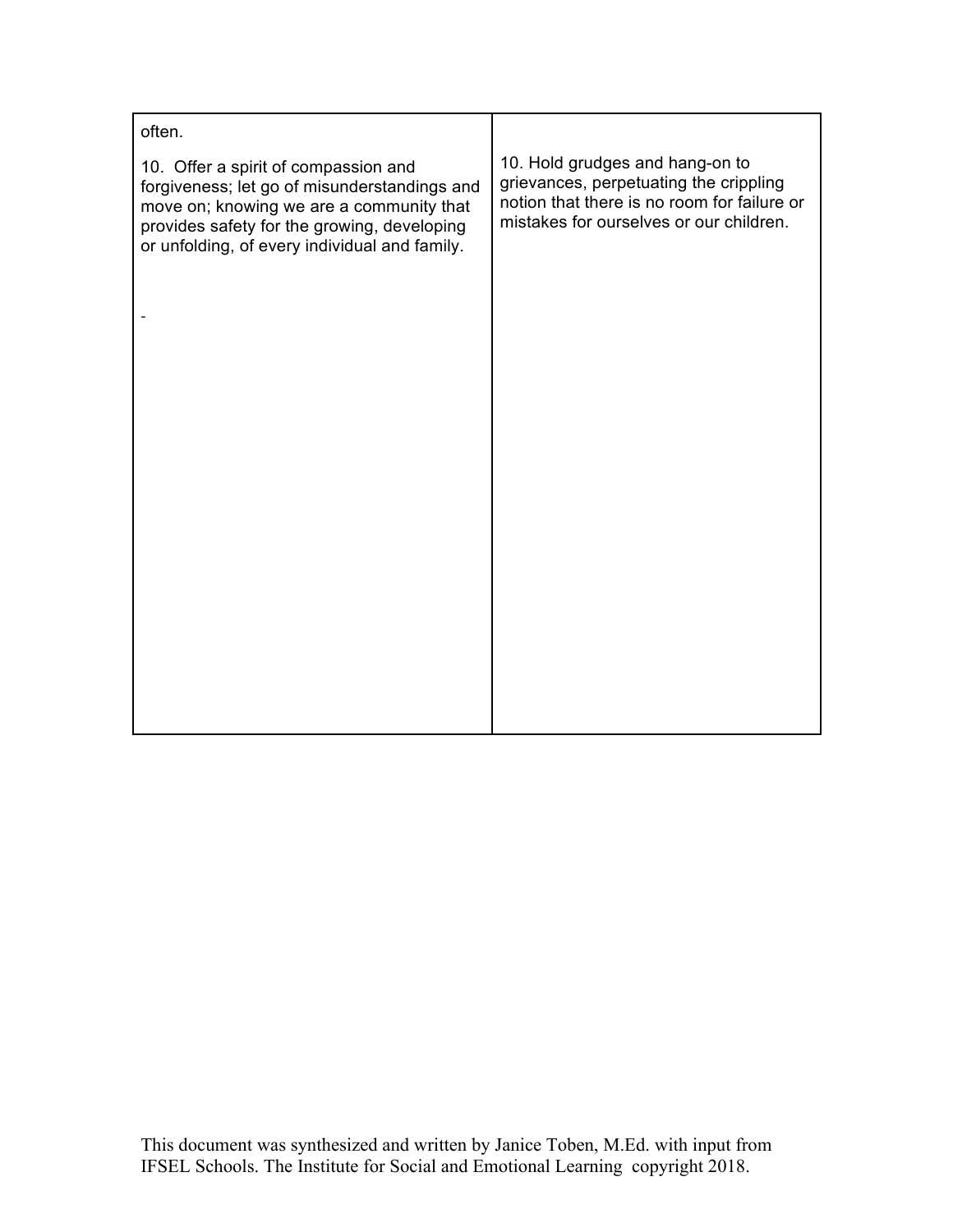| | |
|---|---|
| often.<br><br>10. Offer a spirit of compassion and forgiveness; let go of misunderstandings and move on; knowing we are a community that provides safety for the growing, developing or unfolding, of every individual and family.<br><br>- | 10. Hold grudges and hang-on to grievances, perpetuating the crippling notion that there is no room for failure or mistakes for ourselves or our children. |

This document was synthesized and written by Janice Toben, M.Ed. with input from IFSEL Schools. The Institute for Social and Emotional Learning copyright 2018.